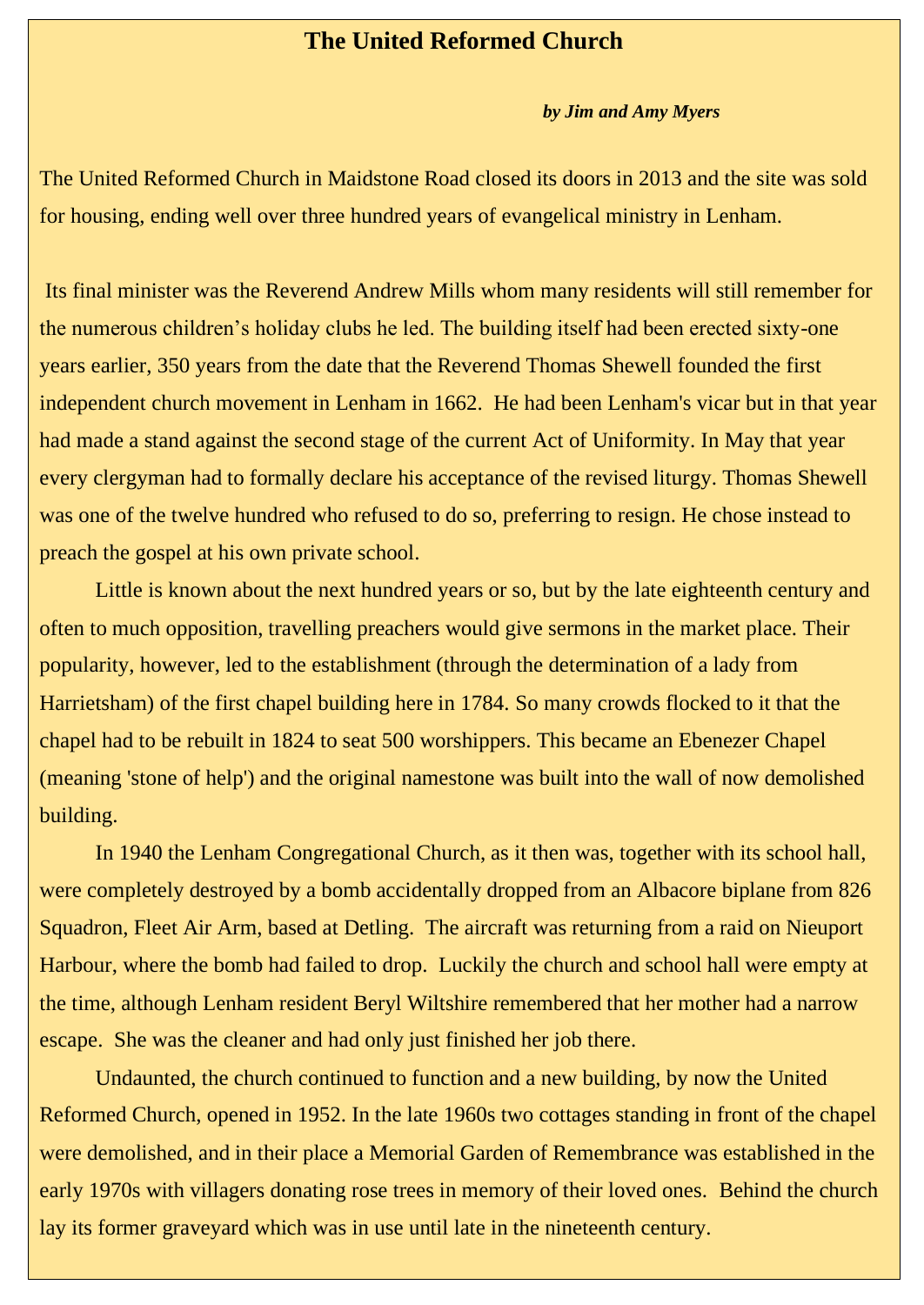# The United Reformed Church

***by Jim and Amy Myers***

The United Reformed Church in Maidstone Road closed its doors in 2013 and the site was sold for housing, ending well over three hundred years of evangelical ministry in Lenham.

Its final minister was the Reverend Andrew Mills whom many residents will still remember for the numerous children's holiday clubs he led. The building itself had been erected sixty-one years earlier, 350 years from the date that the Reverend Thomas Shewell founded the first independent church movement in Lenham in 1662. He had been Lenham's vicar but in that year had made a stand against the second stage of the current Act of Uniformity. In May that year every clergyman had to formally declare his acceptance of the revised liturgy. Thomas Shewell was one of the twelve hundred who refused to do so, preferring to resign. He chose instead to preach the gospel at his own private school.

Little is known about the next hundred years or so, but by the late eighteenth century and often to much opposition, travelling preachers would give sermons in the market place. Their popularity, however, led to the establishment (through the determination of a lady from Harrietsham) of the first chapel building here in 1784. So many crowds flocked to it that the chapel had to be rebuilt in 1824 to seat 500 worshippers. This became an Ebenezer Chapel (meaning 'stone of help') and the original namestone was built into the wall of now demolished building.

In 1940 the Lenham Congregational Church, as it then was, together with its school hall, were completely destroyed by a bomb accidentally dropped from an Albacore biplane from 826 Squadron, Fleet Air Arm, based at Detling. The aircraft was returning from a raid on Nieuport Harbour, where the bomb had failed to drop. Luckily the church and school hall were empty at the time, although Lenham resident Beryl Wiltshire remembered that her mother had a narrow escape. She was the cleaner and had only just finished her job there.

Undaunted, the church continued to function and a new building, by now the United Reformed Church, opened in 1952. In the late 1960s two cottages standing in front of the chapel were demolished, and in their place a Memorial Garden of Remembrance was established in the early 1970s with villagers donating rose trees in memory of their loved ones. Behind the church lay its former graveyard which was in use until late in the nineteenth century.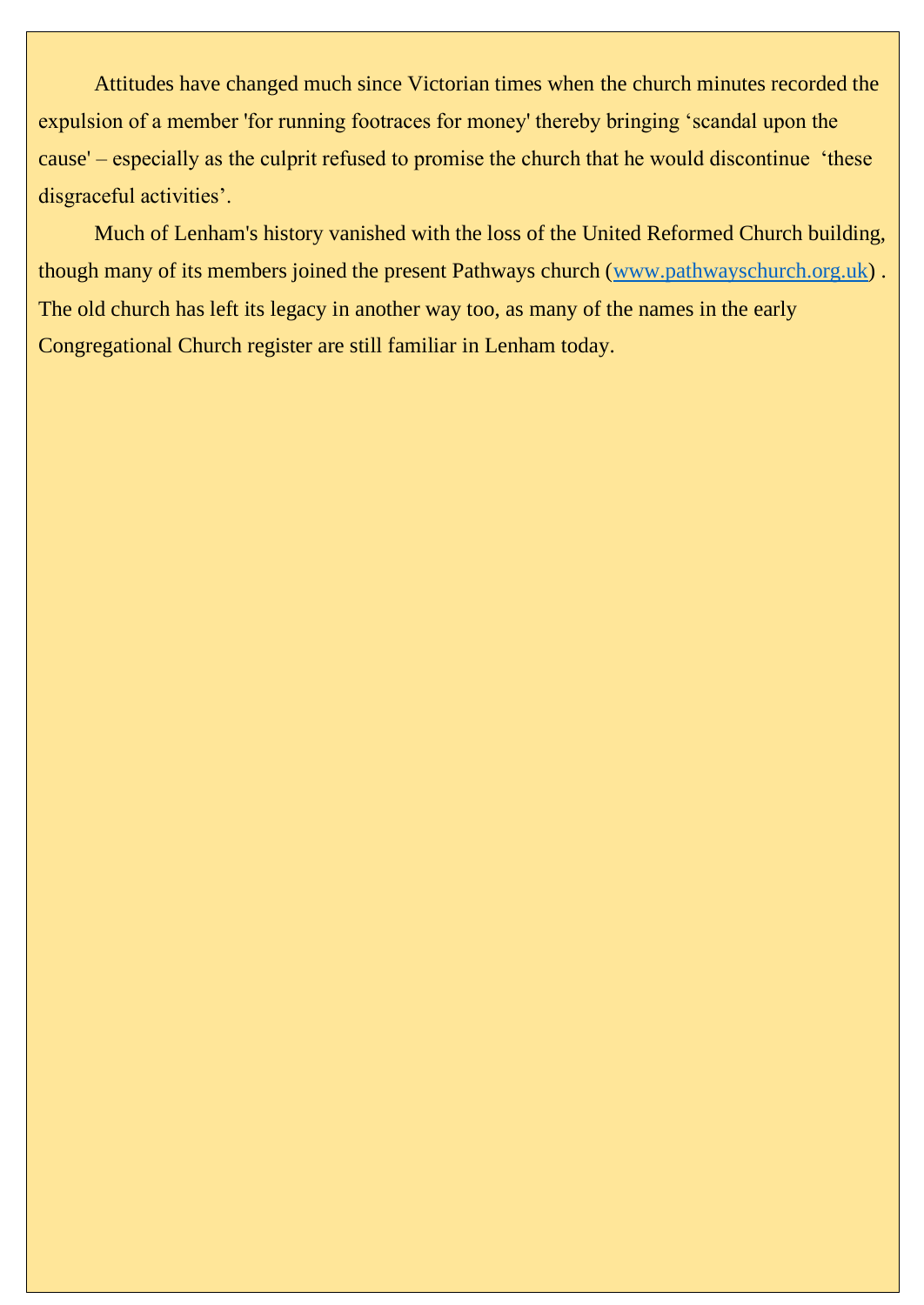Attitudes have changed much since Victorian times when the church minutes recorded the expulsion of a member 'for running footraces for money' thereby bringing 'scandal upon the cause' – especially as the culprit refused to promise the church that he would discontinue 'these disgraceful activities'.

Much of Lenham's history vanished with the loss of the United Reformed Church building, though many of its members joined the present Pathways church ([www.pathwayschurch.org.uk](http://www.pathwayschurch.org.uk)) . The old church has left its legacy in another way too, as many of the names in the early Congregational Church register are still familiar in Lenham today.